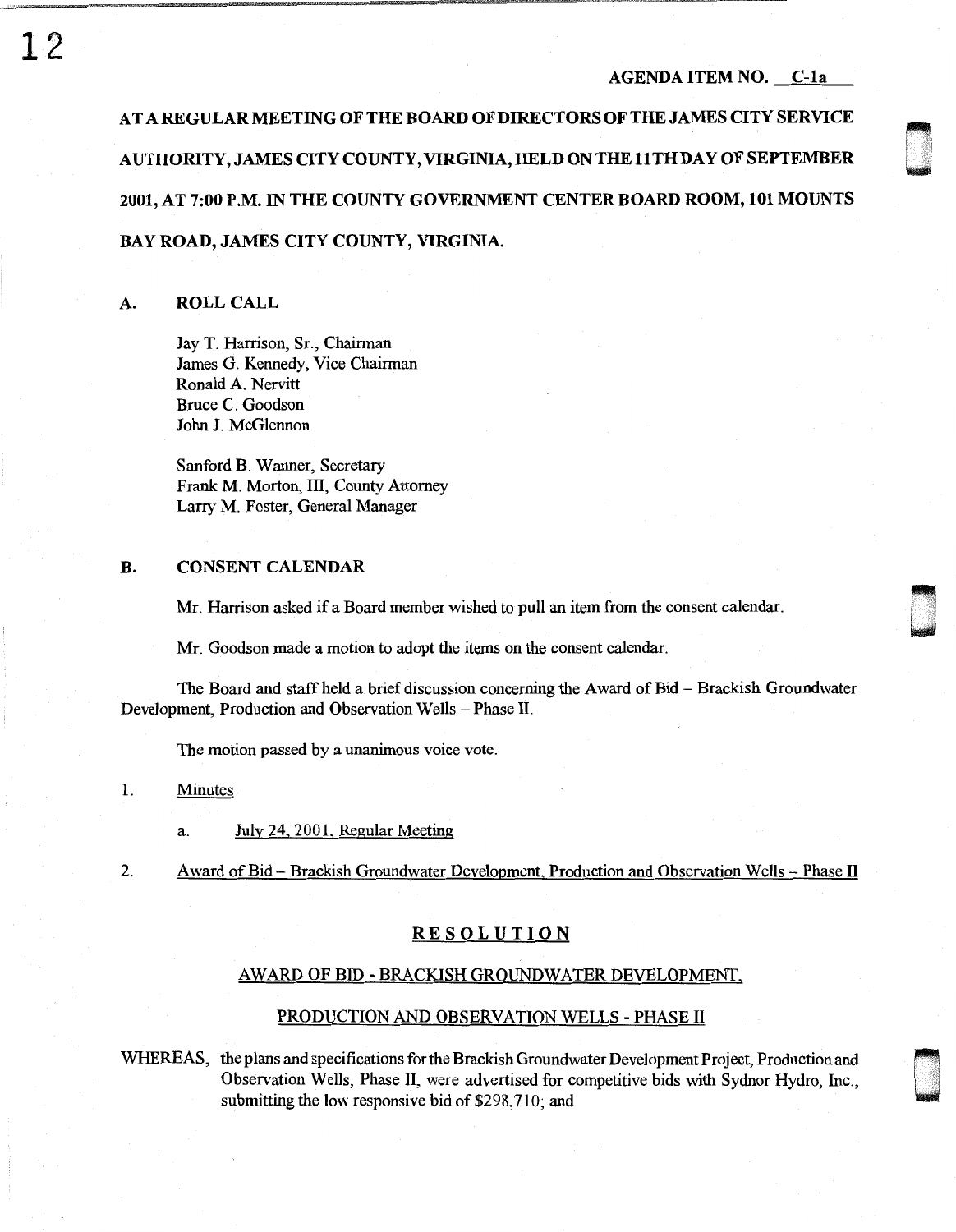AGENDA ITEM NO. C-1a

**AT A REGULAR MEETING OF THE BOARD OF DIRECTORS OF THE JAMES CITY SERVICE AUTHORITY, JAMES CITY COUNTY, VIRGINIA, HELD ON THE 11TH DAY OF SEPTEMBER 2001, AT 7:00 P.M. IN THE COUNTY GOVERNMENT CENTER BOARD ROOM, 101 MOUNTS BAY ROAD, JAMES CITY COUNTY, VIRGINIA.**

## A. ROLL CALL

Jay T. Harrison, Sr., Chairman
James G. Kennedy, Vice Chairman
Ronald A. Nervitt
Bruce C. Goodson
John J. McGlennon

Sanford B. Wanner, Secretary
Frank M. Morton, III, County Attorney
Larry M. Foster, General Manager

## B. CONSENT CALENDAR

Mr. Harrison asked if a Board member wished to pull an item from the consent calendar.

Mr. Goodson made a motion to adopt the items on the consent calendar.

The Board and staff held a brief discussion concerning the Award of Bid – Brackish Groundwater Development, Production and Observation Wells – Phase II.

The motion passed by a unanimous voice vote.

1. Minutes

   a. July 24, 2001, Regular Meeting

2. Award of Bid – Brackish Groundwater Development, Production and Observation Wells – Phase II

**RESOLUTION**

AWARD OF BID - BRACKISH GROUNDWATER DEVELOPMENT,

PRODUCTION AND OBSERVATION WELLS - PHASE II

WHEREAS, the plans and specifications for the Brackish Groundwater Development Project, Production and Observation Wells, Phase II, were advertised for competitive bids with Sydnor Hydro, Inc., submitting the low responsive bid of $298,710; and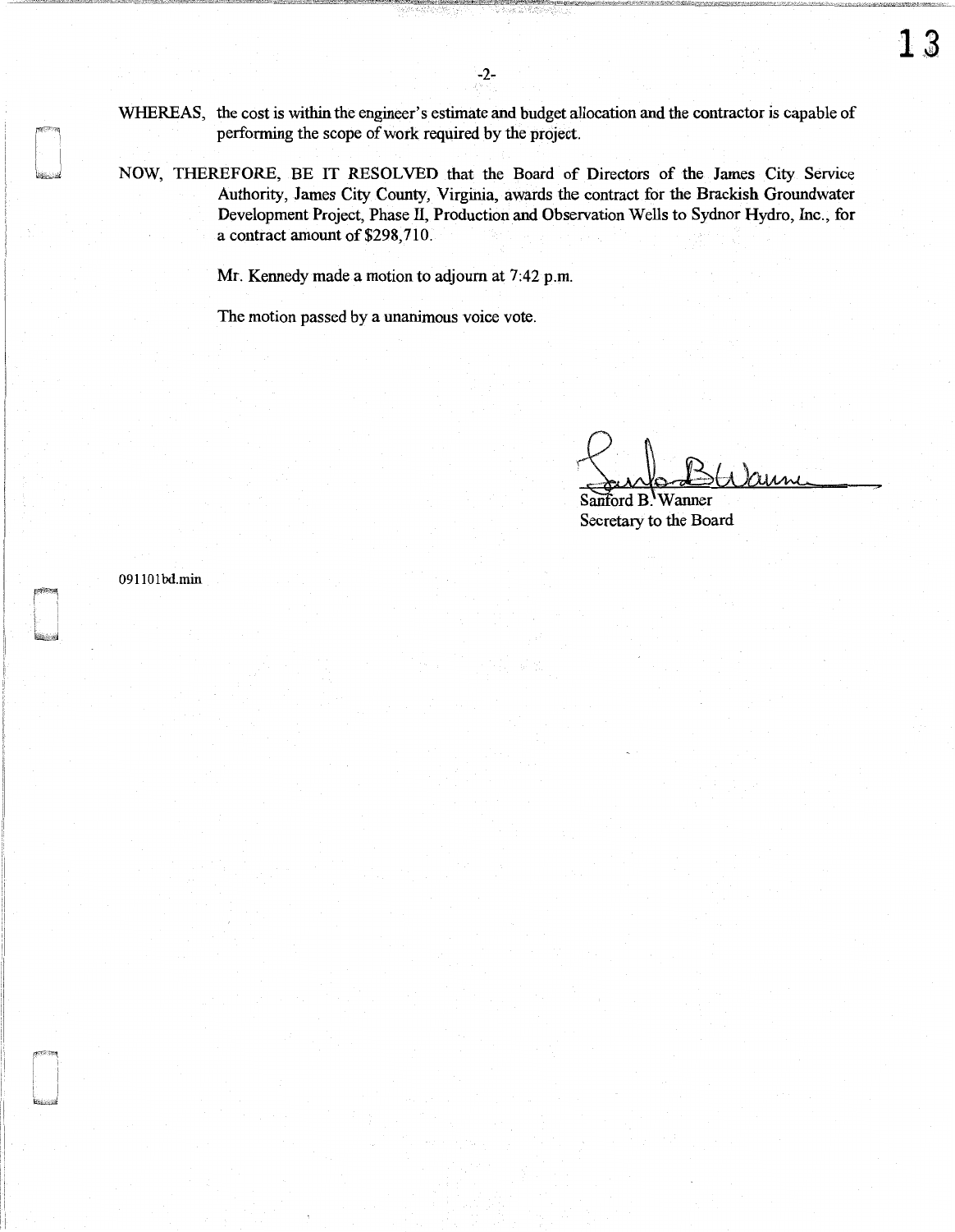WHEREAS, the cost is within the engineer's estimate and budget allocation and the contractor is capable of performing the scope of work required by the project.

NOW, THEREFORE, BE IT RESOLVED that the Board of Directors of the James City Service Authority, James City County, Virginia, awards the contract for the Brackish Groundwater Development Project, Phase II, Production and Observation Wells to Sydnor Hydro, Inc., for a contract amount of $298,710.

Mr. Kennedy made a motion to adjourn at 7:42 p.m.

The motion passed by a unanimous voice vote.

Sanford B. Wanner
Secretary to the Board

091101bd.min